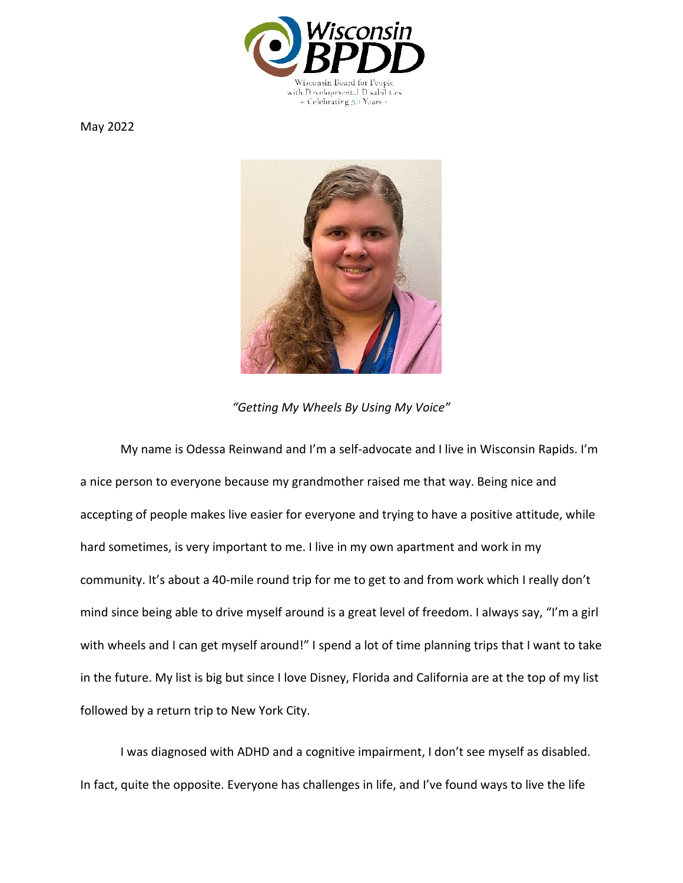Wisconsin BPDD

Wisconsin Board for People with Developmental Disabilities
~ Celebrating 50 Years ~

May 2022

*"Getting My Wheels By Using My Voice"*

My name is Odessa Reinwand and I'm a self-advocate and I live in Wisconsin Rapids. I'm a nice person to everyone because my grandmother raised me that way. Being nice and accepting of people makes live easier for everyone and trying to have a positive attitude, while hard sometimes, is very important to me. I live in my own apartment and work in my community. It's about a 40-mile round trip for me to get to and from work which I really don't mind since being able to drive myself around is a great level of freedom. I always say, "I'm a girl with wheels and I can get myself around!" I spend a lot of time planning trips that I want to take in the future. My list is big but since I love Disney, Florida and California are at the top of my list followed by a return trip to New York City.

I was diagnosed with ADHD and a cognitive impairment, I don't see myself as disabled. In fact, quite the opposite. Everyone has challenges in life, and I've found ways to live the life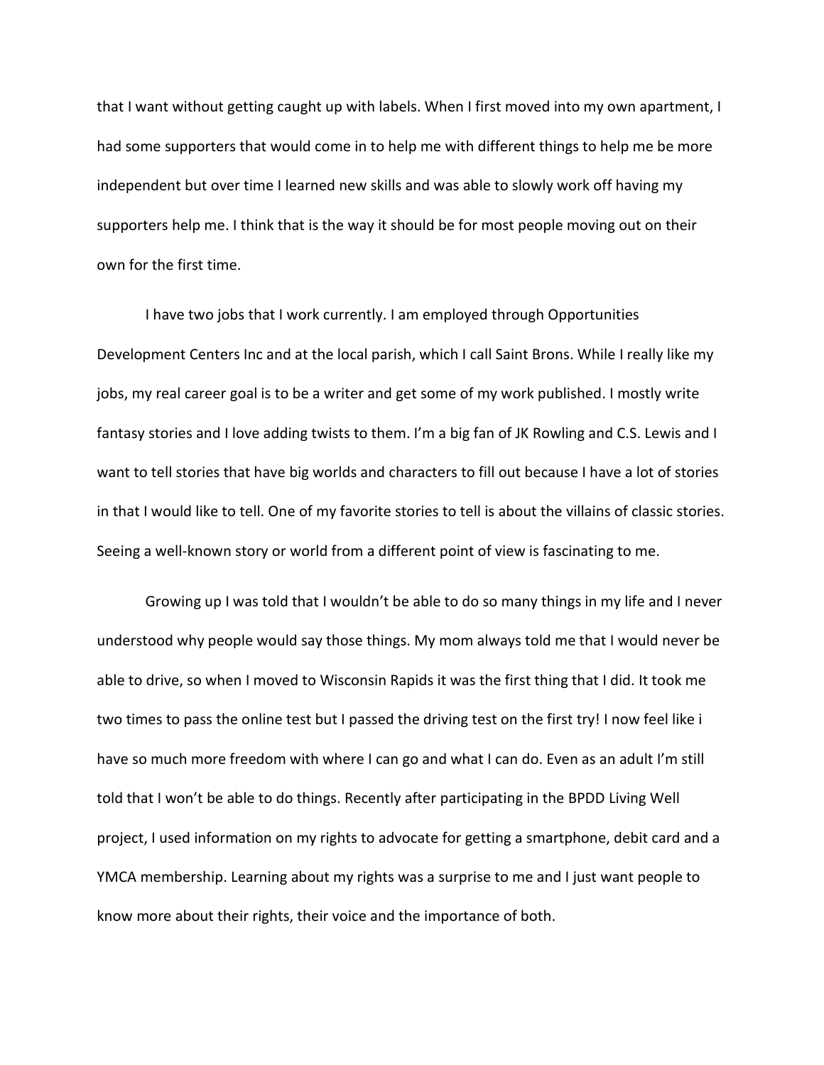that I want without getting caught up with labels. When I first moved into my own apartment, I had some supporters that would come in to help me with different things to help me be more independent but over time I learned new skills and was able to slowly work off having my supporters help me. I think that is the way it should be for most people moving out on their own for the first time.

I have two jobs that I work currently. I am employed through Opportunities Development Centers Inc and at the local parish, which I call Saint Brons. While I really like my jobs, my real career goal is to be a writer and get some of my work published. I mostly write fantasy stories and I love adding twists to them. I'm a big fan of JK Rowling and C.S. Lewis and I want to tell stories that have big worlds and characters to fill out because I have a lot of stories in that I would like to tell. One of my favorite stories to tell is about the villains of classic stories. Seeing a well-known story or world from a different point of view is fascinating to me.

Growing up I was told that I wouldn't be able to do so many things in my life and I never understood why people would say those things. My mom always told me that I would never be able to drive, so when I moved to Wisconsin Rapids it was the first thing that I did. It took me two times to pass the online test but I passed the driving test on the first try! I now feel like i have so much more freedom with where I can go and what I can do. Even as an adult I'm still told that I won't be able to do things. Recently after participating in the BPDD Living Well project, I used information on my rights to advocate for getting a smartphone, debit card and a YMCA membership. Learning about my rights was a surprise to me and I just want people to know more about their rights, their voice and the importance of both.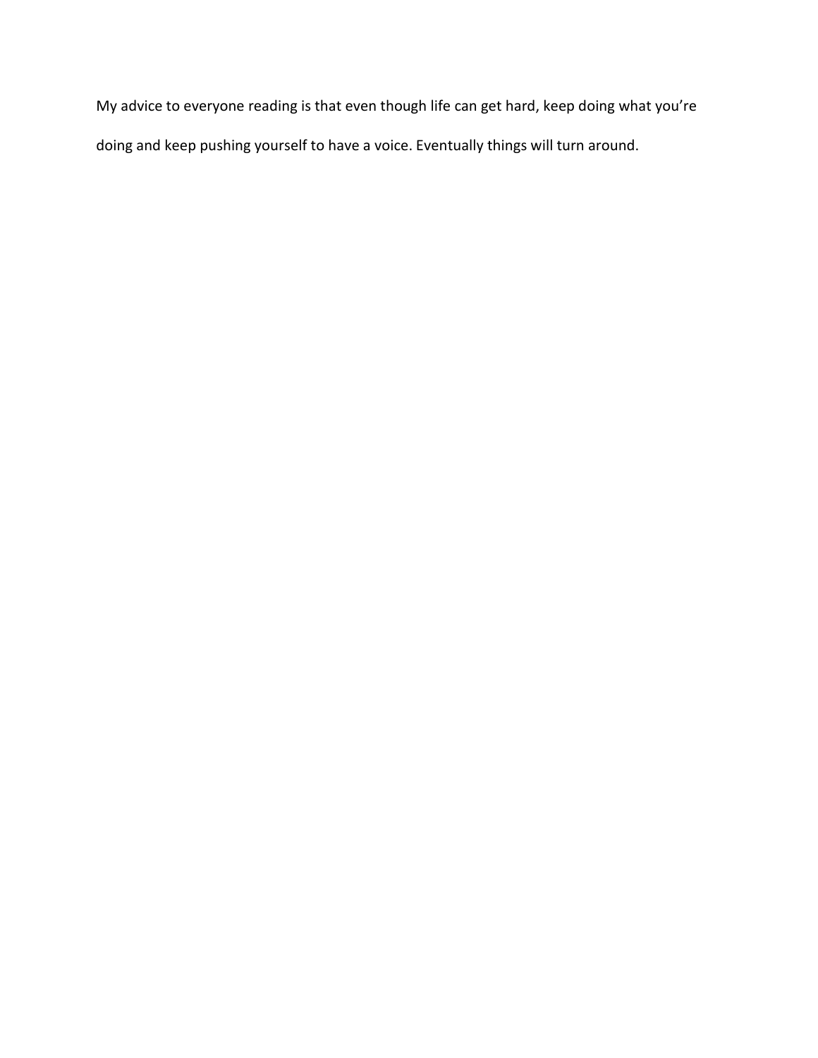My advice to everyone reading is that even though life can get hard, keep doing what you're doing and keep pushing yourself to have a voice. Eventually things will turn around.